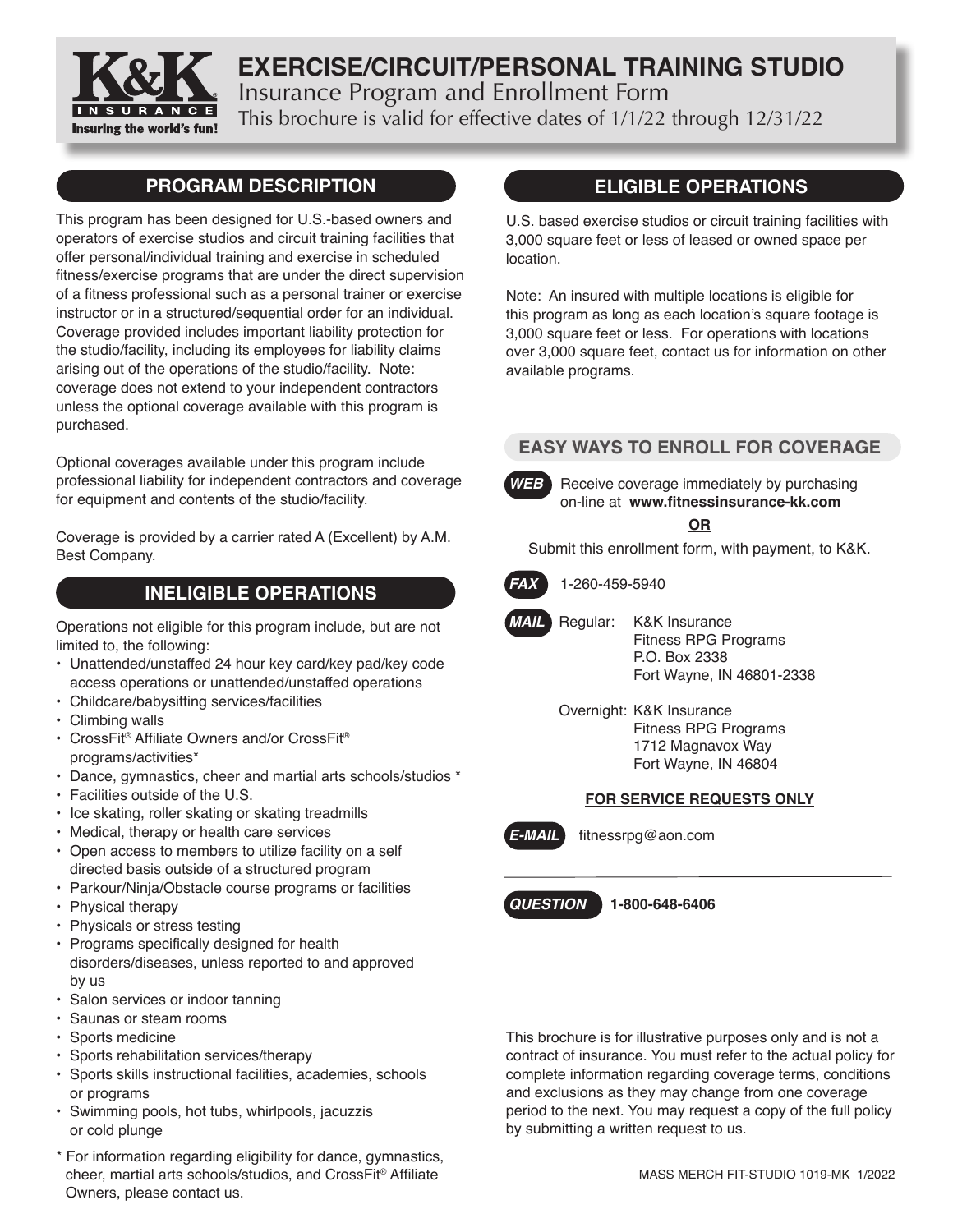# EXERCISE/CIRCUIT/PERSONAL TRAINING STUDIO

Insurance Program and Enrollment Form

This brochure is valid for effective dates of 1/1/22 through 12/31/22

K&K INSURANCE — Insuring the world's fun!

## PROGRAM DESCRIPTION

This program has been designed for U.S.-based owners and operators of exercise studios and circuit training facilities that offer personal/individual training and exercise in scheduled fitness/exercise programs that are under the direct supervision of a fitness professional such as a personal trainer or exercise instructor or in a structured/sequential order for an individual. Coverage provided includes important liability protection for the studio/facility, including its employees for liability claims arising out of the operations of the studio/facility. Note: coverage does not extend to your independent contractors unless the optional coverage available with this program is purchased.

Optional coverages available under this program include professional liability for independent contractors and coverage for equipment and contents of the studio/facility.

Coverage is provided by a carrier rated A (Excellent) by A.M. Best Company.

## INELIGIBLE OPERATIONS

Operations not eligible for this program include, but are not limited to, the following:

- Unattended/unstaffed 24 hour key card/key pad/key code access operations or unattended/unstaffed operations
- Childcare/babysitting services/facilities
- Climbing walls
- CrossFit® Affiliate Owners and/or CrossFit® programs/activities*
- Dance, gymnastics, cheer and martial arts schools/studios *
- Facilities outside of the U.S.
- Ice skating, roller skating or skating treadmills
- Medical, therapy or health care services
- Open access to members to utilize facility on a self directed basis outside of a structured program
- Parkour/Ninja/Obstacle course programs or facilities
- Physical therapy
- Physicals or stress testing
- Programs specifically designed for health disorders/diseases, unless reported to and approved by us
- Salon services or indoor tanning
- Saunas or steam rooms
- Sports medicine
- Sports rehabilitation services/therapy
- Sports skills instructional facilities, academies, schools or programs
- Swimming pools, hot tubs, whirlpools, jacuzzis or cold plunge

\* For information regarding eligibility for dance, gymnastics, cheer, martial arts schools/studios, and CrossFit® Affiliate Owners, please contact us.

## ELIGIBLE OPERATIONS

U.S. based exercise studios or circuit training facilities with 3,000 square feet or less of leased or owned space per location.

Note: An insured with multiple locations is eligible for this program as long as each location's square footage is 3,000 square feet or less. For operations with locations over 3,000 square feet, contact us for information on other available programs.

## EASY WAYS TO ENROLL FOR COVERAGE

**WEB** Receive coverage immediately by purchasing on-line at **www.fitnessinsurance-kk.com**

**OR**

Submit this enrollment form, with payment, to K&K.

**FAX** 1-260-459-5940

**MAIL** Regular:
K&K Insurance
Fitness RPG Programs
P.O. Box 2338
Fort Wayne, IN 46801-2338

Overnight:
K&K Insurance
Fitness RPG Programs
1712 Magnavox Way
Fort Wayne, IN 46804

**FOR SERVICE REQUESTS ONLY**

**E-MAIL** fitnessrpg@aon.com

**QUESTION** **1-800-648-6406**

This brochure is for illustrative purposes only and is not a contract of insurance. You must refer to the actual policy for complete information regarding coverage terms, conditions and exclusions as they may change from one coverage period to the next. You may request a copy of the full policy by submitting a written request to us.

MASS MERCH FIT-STUDIO 1019-MK 1/2022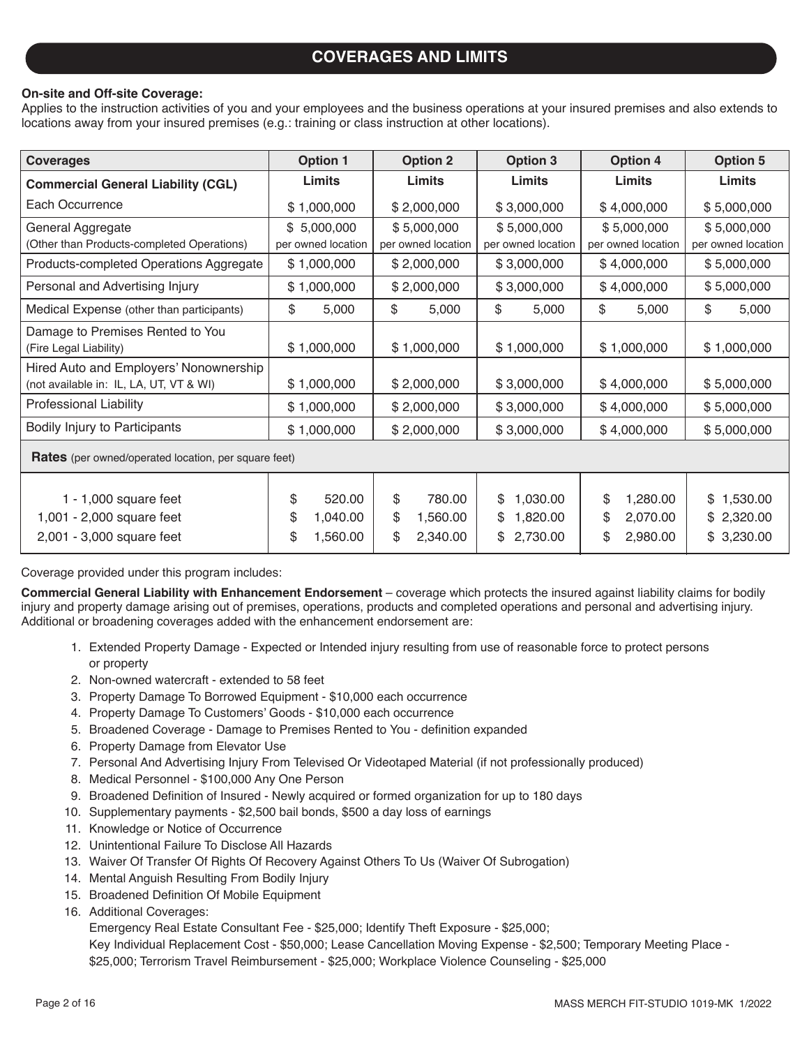## COVERAGES AND LIMITS

**On-site and Off-site Coverage:**
Applies to the instruction activities of you and your employees and the business operations at your insured premises and also extends to locations away from your insured premises (e.g.: training or class instruction at other locations).

| Coverages | Option 1 | Option 2 | Option 3 | Option 4 | Option 5 |
|---|---|---|---|---|---|
| **Commercial General Liability (CGL)** | **Limits** | **Limits** | **Limits** | **Limits** | **Limits** |
| Each Occurrence | $ 1,000,000 | $ 2,000,000 | $ 3,000,000 | $ 4,000,000 | $ 5,000,000 |
| General Aggregate (Other than Products-completed Operations) | $ 5,000,000 per owned location | $ 5,000,000 per owned location | $ 5,000,000 per owned location | $ 5,000,000 per owned location | $ 5,000,000 per owned location |
| Products-completed Operations Aggregate | $ 1,000,000 | $ 2,000,000 | $ 3,000,000 | $ 4,000,000 | $ 5,000,000 |
| Personal and Advertising Injury | $ 1,000,000 | $ 2,000,000 | $ 3,000,000 | $ 4,000,000 | $ 5,000,000 |
| Medical Expense (other than participants) | $ 5,000 | $ 5,000 | $ 5,000 | $ 5,000 | $ 5,000 |
| Damage to Premises Rented to You (Fire Legal Liability) | $ 1,000,000 | $ 1,000,000 | $ 1,000,000 | $ 1,000,000 | $ 1,000,000 |
| Hired Auto and Employers' Nonownership (not available in: IL, LA, UT, VT & WI) | $ 1,000,000 | $ 2,000,000 | $ 3,000,000 | $ 4,000,000 | $ 5,000,000 |
| Professional Liability | $ 1,000,000 | $ 2,000,000 | $ 3,000,000 | $ 4,000,000 | $ 5,000,000 |
| Bodily Injury to Participants | $ 1,000,000 | $ 2,000,000 | $ 3,000,000 | $ 4,000,000 | $ 5,000,000 |
| **Rates** (per owned/operated location, per square feet) | | | | | |
| 1 - 1,000 square feet | $ 520.00 | $ 780.00 | $ 1,030.00 | $ 1,280.00 | $ 1,530.00 |
| 1,001 - 2,000 square feet | $ 1,040.00 | $ 1,560.00 | $ 1,820.00 | $ 2,070.00 | $ 2,320.00 |
| 2,001 - 3,000 square feet | $ 1,560.00 | $ 2,340.00 | $ 2,730.00 | $ 2,980.00 | $ 3,230.00 |

Coverage provided under this program includes:

**Commercial General Liability with Enhancement Endorsement** – coverage which protects the insured against liability claims for bodily injury and property damage arising out of premises, operations, products and completed operations and personal and advertising injury. Additional or broadening coverages added with the enhancement endorsement are:

1. Extended Property Damage - Expected or Intended injury resulting from use of reasonable force to protect persons or property
2. Non-owned watercraft - extended to 58 feet
3. Property Damage To Borrowed Equipment - $10,000 each occurrence
4. Property Damage To Customers' Goods - $10,000 each occurrence
5. Broadened Coverage - Damage to Premises Rented to You - definition expanded
6. Property Damage from Elevator Use
7. Personal And Advertising Injury From Televised Or Videotaped Material (if not professionally produced)
8. Medical Personnel - $100,000 Any One Person
9. Broadened Definition of Insured - Newly acquired or formed organization for up to 180 days
10. Supplementary payments - $2,500 bail bonds, $500 a day loss of earnings
11. Knowledge or Notice of Occurrence
12. Unintentional Failure To Disclose All Hazards
13. Waiver Of Transfer Of Rights Of Recovery Against Others To Us (Waiver Of Subrogation)
14. Mental Anguish Resulting From Bodily Injury
15. Broadened Definition Of Mobile Equipment
16. Additional Coverages:
    Emergency Real Estate Consultant Fee - $25,000; Identify Theft Exposure - $25,000;
    Key Individual Replacement Cost - $50,000; Lease Cancellation Moving Expense - $2,500; Temporary Meeting Place - $25,000; Terrorism Travel Reimbursement - $25,000; Workplace Violence Counseling - $25,000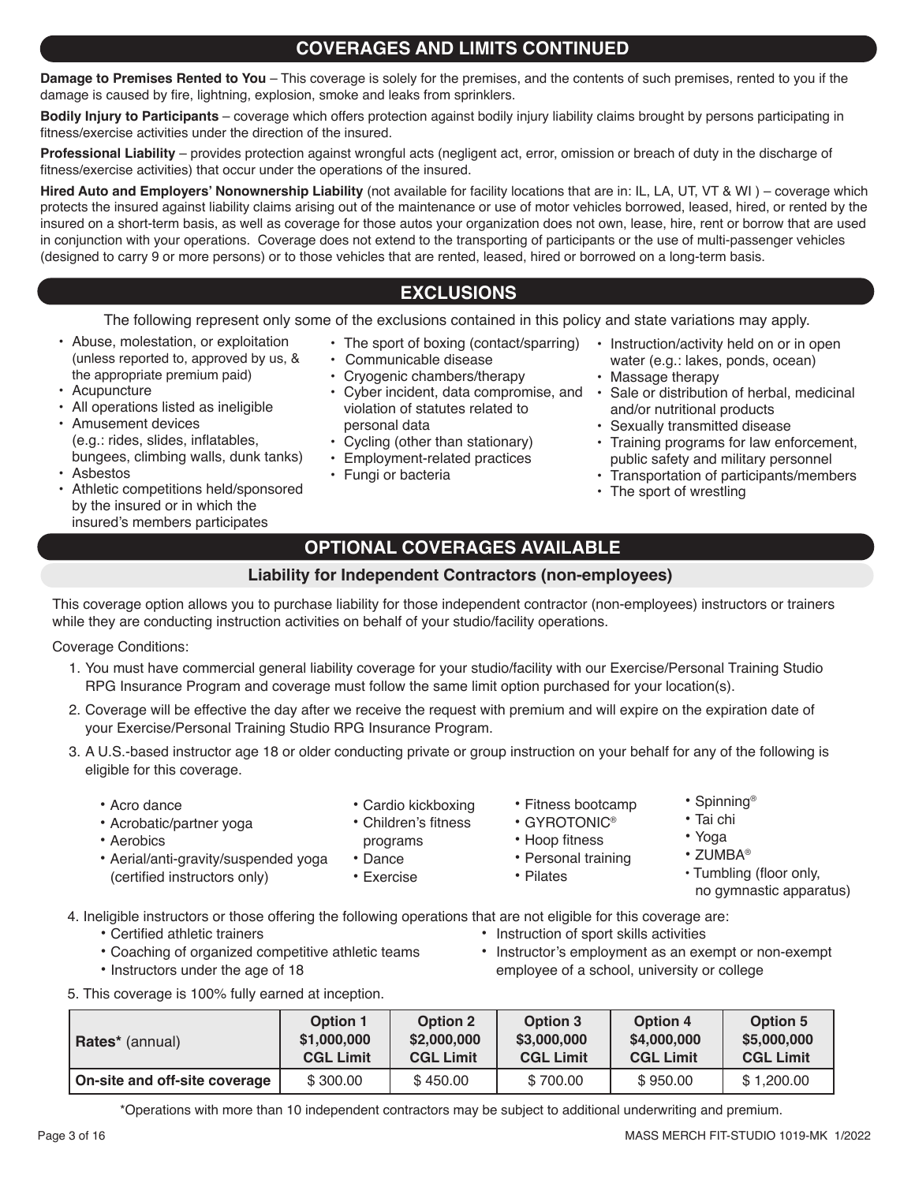## COVERAGES AND LIMITS CONTINUED

**Damage to Premises Rented to You** – This coverage is solely for the premises, and the contents of such premises, rented to you if the damage is caused by fire, lightning, explosion, smoke and leaks from sprinklers.

**Bodily Injury to Participants** – coverage which offers protection against bodily injury liability claims brought by persons participating in fitness/exercise activities under the direction of the insured.

**Professional Liability** – provides protection against wrongful acts (negligent act, error, omission or breach of duty in the discharge of fitness/exercise activities) that occur under the operations of the insured.

**Hired Auto and Employers' Nonownership Liability** (not available for facility locations that are in: IL, LA, UT, VT & WI ) – coverage which protects the insured against liability claims arising out of the maintenance or use of motor vehicles borrowed, leased, hired, or rented by the insured on a short-term basis, as well as coverage for those autos your organization does not own, lease, hire, rent or borrow that are used in conjunction with your operations. Coverage does not extend to the transporting of participants or the use of multi-passenger vehicles (designed to carry 9 or more persons) or to those vehicles that are rented, leased, hired or borrowed on a long-term basis.

## EXCLUSIONS

The following represent only some of the exclusions contained in this policy and state variations may apply.

- Abuse, molestation, or exploitation (unless reported to, approved by us, & the appropriate premium paid)
- Acupuncture
- All operations listed as ineligible
- Amusement devices (e.g.: rides, slides, inflatables, bungees, climbing walls, dunk tanks)
- Asbestos
- Athletic competitions held/sponsored by the insured or in which the insured's members participates
- The sport of boxing (contact/sparring)
- Communicable disease
- Cryogenic chambers/therapy
- Cyber incident, data compromise, and violation of statutes related to personal data
- Cycling (other than stationary)
- Employment-related practices
- Fungi or bacteria
- Instruction/activity held on or in open water (e.g.: lakes, ponds, ocean)
- Massage therapy
- Sale or distribution of herbal, medicinal and/or nutritional products
- Sexually transmitted disease
- Training programs for law enforcement, public safety and military personnel
- Transportation of participants/members
- The sport of wrestling

## OPTIONAL COVERAGES AVAILABLE

### Liability for Independent Contractors (non-employees)

This coverage option allows you to purchase liability for those independent contractor (non-employees) instructors or trainers while they are conducting instruction activities on behalf of your studio/facility operations.

Coverage Conditions:

1. You must have commercial general liability coverage for your studio/facility with our Exercise/Personal Training Studio RPG Insurance Program and coverage must follow the same limit option purchased for your location(s).
2. Coverage will be effective the day after we receive the request with premium and will expire on the expiration date of your Exercise/Personal Training Studio RPG Insurance Program.
3. A U.S.-based instructor age 18 or older conducting private or group instruction on your behalf for any of the following is eligible for this coverage.
   - Acro dance
   - Acrobatic/partner yoga
   - Aerobics
   - Aerial/anti-gravity/suspended yoga (certified instructors only)
   - Cardio kickboxing
   - Children's fitness programs
   - Dance
   - Exercise
   - Fitness bootcamp
   - GYROTONIC®
   - Hoop fitness
   - Personal training
   - Pilates
   - Spinning®
   - Tai chi
   - Yoga
   - ZUMBA®
   - Tumbling (floor only, no gymnastic apparatus)
4. Ineligible instructors or those offering the following operations that are not eligible for this coverage are:
   - Certified athletic trainers
   - Coaching of organized competitive athletic teams
   - Instructors under the age of 18
   - Instruction of sport skills activities
   - Instructor's employment as an exempt or non-exempt employee of a school, university or college
5. This coverage is 100% fully earned at inception.

| Rates* (annual) | Option 1 $1,000,000 CGL Limit | Option 2 $2,000,000 CGL Limit | Option 3 $3,000,000 CGL Limit | Option 4 $4,000,000 CGL Limit | Option 5 $5,000,000 CGL Limit |
|---|---|---|---|---|---|
| **On-site and off-site coverage** | $ 300.00 | $ 450.00 | $ 700.00 | $ 950.00 | $ 1,200.00 |

*Operations with more than 10 independent contractors may be subject to additional underwriting and premium.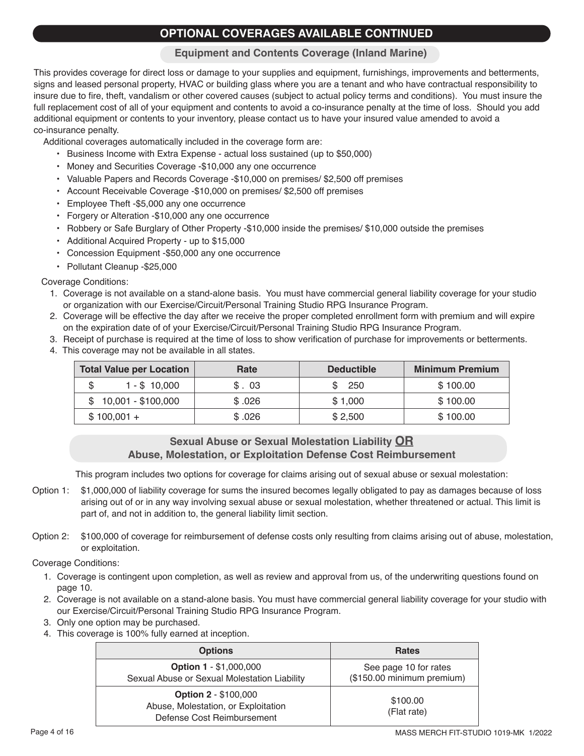# OPTIONAL COVERAGES AVAILABLE CONTINUED

## Equipment and Contents Coverage (Inland Marine)

This provides coverage for direct loss or damage to your supplies and equipment, furnishings, improvements and betterments, signs and leased personal property, HVAC or building glass where you are a tenant and who have contractual responsibility to insure due to fire, theft, vandalism or other covered causes (subject to actual policy terms and conditions). You must insure the full replacement cost of all of your equipment and contents to avoid a co-insurance penalty at the time of loss. Should you add additional equipment or contents to your inventory, please contact us to have your insured value amended to avoid a co-insurance penalty.

Additional coverages automatically included in the coverage form are:

- Business Income with Extra Expense - actual loss sustained (up to $50,000)
- Money and Securities Coverage -$10,000 any one occurrence
- Valuable Papers and Records Coverage -$10,000 on premises/ $2,500 off premises
- Account Receivable Coverage -$10,000 on premises/ $2,500 off premises
- Employee Theft -$5,000 any one occurrence
- Forgery or Alteration -$10,000 any one occurrence
- Robbery or Safe Burglary of Other Property -$10,000 inside the premises/ $10,000 outside the premises
- Additional Acquired Property - up to $15,000
- Concession Equipment -$50,000 any one occurrence
- Pollutant Cleanup -$25,000

Coverage Conditions:

1. Coverage is not available on a stand-alone basis. You must have commercial general liability coverage for your studio or organization with our Exercise/Circuit/Personal Training Studio RPG Insurance Program.
2. Coverage will be effective the day after we receive the proper completed enrollment form with premium and will expire on the expiration date of of your Exercise/Circuit/Personal Training Studio RPG Insurance Program.
3. Receipt of purchase is required at the time of loss to show verification of purchase for improvements or betterments.
4. This coverage may not be available in all states.

| Total Value per Location | Rate | Deductible | Minimum Premium |
|---|---|---|---|
| $ 1 - $ 10,000 | $ . 03 | $ 250 | $ 100.00 |
| $ 10,001 - $100,000 | $ .026 | $ 1,000 | $ 100.00 |
| $ 100,001 + | $ .026 | $ 2,500 | $ 100.00 |

## Sexual Abuse or Sexual Molestation Liability **OR** Abuse, Molestation, or Exploitation Defense Cost Reimbursement

This program includes two options for coverage for claims arising out of sexual abuse or sexual molestation:

Option 1: $1,000,000 of liability coverage for sums the insured becomes legally obligated to pay as damages because of loss arising out of or in any way involving sexual abuse or sexual molestation, whether threatened or actual. This limit is part of, and not in addition to, the general liability limit section.

Option 2: $100,000 of coverage for reimbursement of defense costs only resulting from claims arising out of abuse, molestation, or exploitation.

Coverage Conditions:

1. Coverage is contingent upon completion, as well as review and approval from us, of the underwriting questions found on page 10.
2. Coverage is not available on a stand-alone basis. You must have commercial general liability coverage for your studio with our Exercise/Circuit/Personal Training Studio RPG Insurance Program.
3. Only one option may be purchased.
4. This coverage is 100% fully earned at inception.

| Options | Rates |
|---|---|
| **Option 1** - $1,000,000 Sexual Abuse or Sexual Molestation Liability | See page 10 for rates ($150.00 minimum premium) |
| **Option 2** - $100,000 Abuse, Molestation, or Exploitation Defense Cost Reimbursement | $100.00 (Flat rate) |

MASS MERCH FIT-STUDIO 1019-MK 1/2022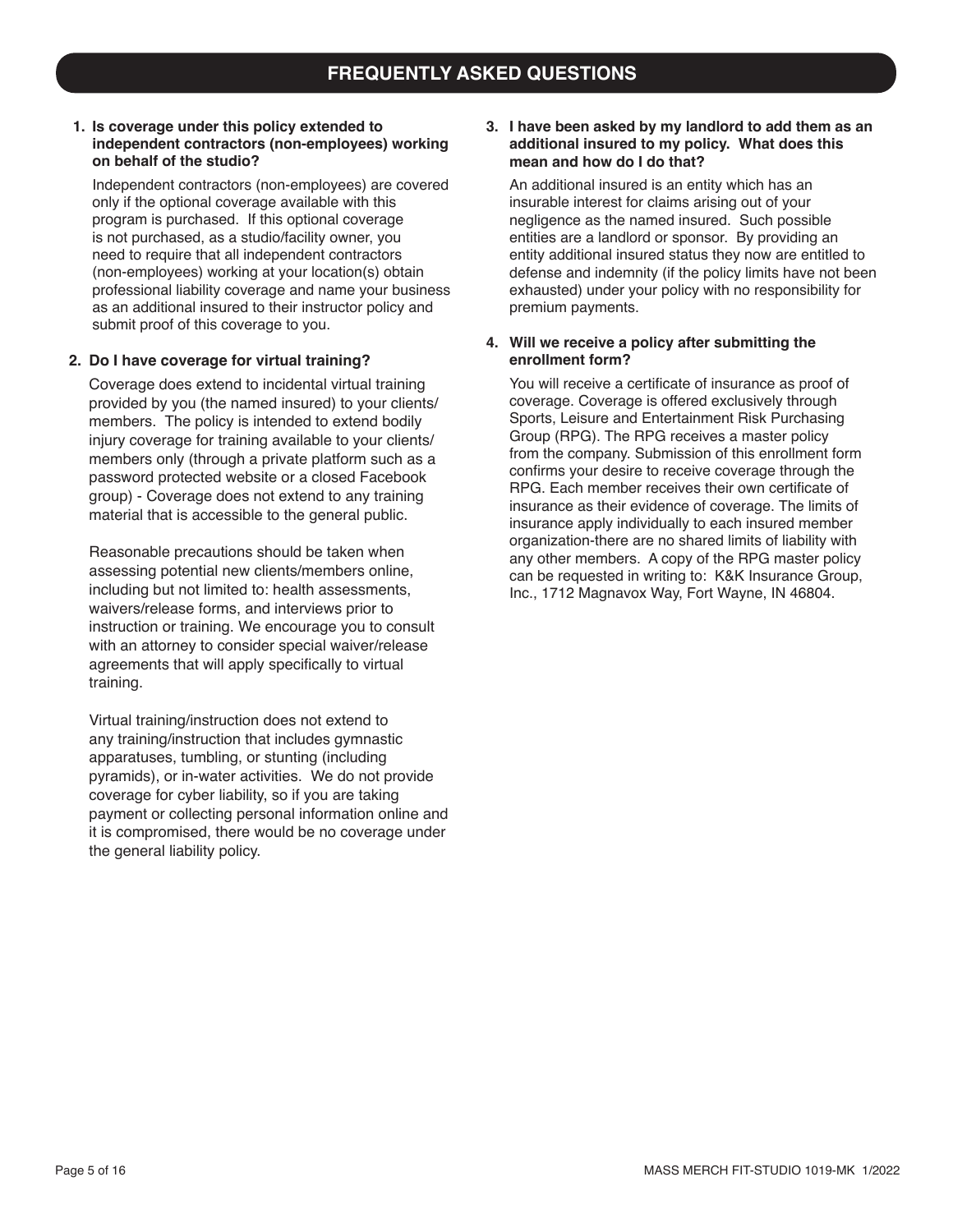## FREQUENTLY ASKED QUESTIONS

**1. Is coverage under this policy extended to independent contractors (non-employees) working on behalf of the studio?**

Independent contractors (non-employees) are covered only if the optional coverage available with this program is purchased. If this optional coverage is not purchased, as a studio/facility owner, you need to require that all independent contractors (non-employees) working at your location(s) obtain professional liability coverage and name your business as an additional insured to their instructor policy and submit proof of this coverage to you.

**2. Do I have coverage for virtual training?**

Coverage does extend to incidental virtual training provided by you (the named insured) to your clients/members. The policy is intended to extend bodily injury coverage for training available to your clients/members only (through a private platform such as a password protected website or a closed Facebook group) - Coverage does not extend to any training material that is accessible to the general public.

Reasonable precautions should be taken when assessing potential new clients/members online, including but not limited to: health assessments, waivers/release forms, and interviews prior to instruction or training. We encourage you to consult with an attorney to consider special waiver/release agreements that will apply specifically to virtual training.

Virtual training/instruction does not extend to any training/instruction that includes gymnastic apparatuses, tumbling, or stunting (including pyramids), or in-water activities. We do not provide coverage for cyber liability, so if you are taking payment or collecting personal information online and it is compromised, there would be no coverage under the general liability policy.

**3. I have been asked by my landlord to add them as an additional insured to my policy. What does this mean and how do I do that?**

An additional insured is an entity which has an insurable interest for claims arising out of your negligence as the named insured. Such possible entities are a landlord or sponsor. By providing an entity additional insured status they now are entitled to defense and indemnity (if the policy limits have not been exhausted) under your policy with no responsibility for premium payments.

**4. Will we receive a policy after submitting the enrollment form?**

You will receive a certificate of insurance as proof of coverage. Coverage is offered exclusively through Sports, Leisure and Entertainment Risk Purchasing Group (RPG). The RPG receives a master policy from the company. Submission of this enrollment form confirms your desire to receive coverage through the RPG. Each member receives their own certificate of insurance as their evidence of coverage. The limits of insurance apply individually to each insured member organization-there are no shared limits of liability with any other members. A copy of the RPG master policy can be requested in writing to: K&K Insurance Group, Inc., 1712 Magnavox Way, Fort Wayne, IN 46804.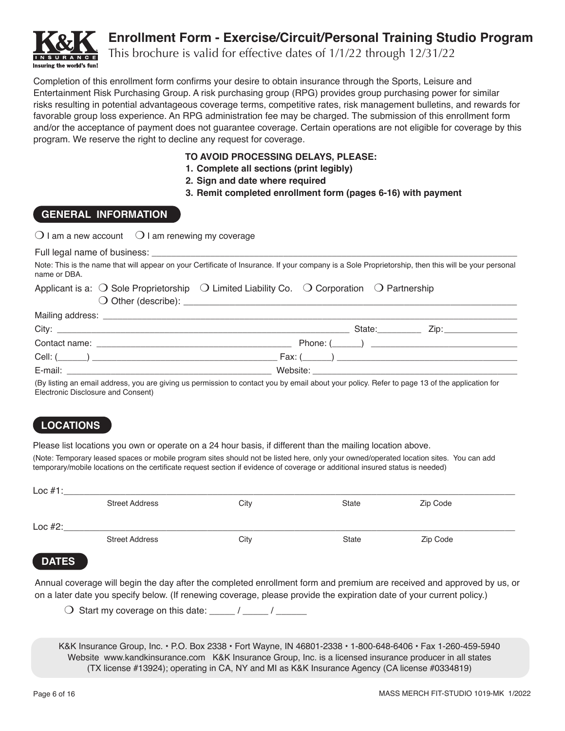# Enrollment Form - Exercise/Circuit/Personal Training Studio Program

This brochure is valid for effective dates of 1/1/22 through 12/31/22

Completion of this enrollment form confirms your desire to obtain insurance through the Sports, Leisure and Entertainment Risk Purchasing Group. A risk purchasing group (RPG) provides group purchasing power for similar risks resulting in potential advantageous coverage terms, competitive rates, risk management bulletins, and rewards for favorable group loss experience. An RPG administration fee may be charged. The submission of this enrollment form and/or the acceptance of payment does not guarantee coverage. Certain operations are not eligible for coverage by this program. We reserve the right to decline any request for coverage.

**TO AVOID PROCESSING DELAYS, PLEASE:**

1. **Complete all sections (print legibly)**
2. **Sign and date where required**
3. **Remit completed enrollment form (pages 6-16) with payment**

## GENERAL INFORMATION

❍ I am a new account ❍ I am renewing my coverage

Full legal name of business: ______________________________

Note: This is the name that will appear on your Certificate of Insurance. If your company is a Sole Proprietorship, then this will be your personal name or DBA.

Applicant is a: ❍ Sole Proprietorship ❍ Limited Liability Co. ❍ Corporation ❍ Partnership
❍ Other (describe): ______________________________

Mailing address: ______________________________

City: ______________________________ State:_________ Zip:_______________

Contact name: ______________________________ Phone: (______) ______________________________

Cell: (______) ______________________________ Fax: (______) ______________________________

E-mail: ______________________________ Website: ______________________________

(By listing an email address, you are giving us permission to contact you by email about your policy. Refer to page 13 of the application for Electronic Disclosure and Consent)

## LOCATIONS

Please list locations you own or operate on a 24 hour basis, if different than the mailing location above.

(Note: Temporary leased spaces or mobile program sites should not be listed here, only your owned/operated location sites. You can add temporary/mobile locations on the certificate request section if evidence of coverage or additional insured status is needed)

Loc #1:______________________________
Street Address City State Zip Code

Loc #2:______________________________
Street Address City State Zip Code

## DATES

Annual coverage will begin the day after the completed enrollment form and premium are received and approved by us, or on a later date you specify below. (If renewing coverage, please provide the expiration date of your current policy.)

❍ Start my coverage on this date: _____ / _____ / ______

K&K Insurance Group, Inc. • P.O. Box 2338 • Fort Wayne, IN 46801-2338 • 1-800-648-6406 • Fax 1-260-459-5940
Website www.kandkinsurance.com K&K Insurance Group, Inc. is a licensed insurance producer in all states (TX license #13924); operating in CA, NY and MI as K&K Insurance Agency (CA license #0334819)

MASS MERCH FIT-STUDIO 1019-MK 1/2022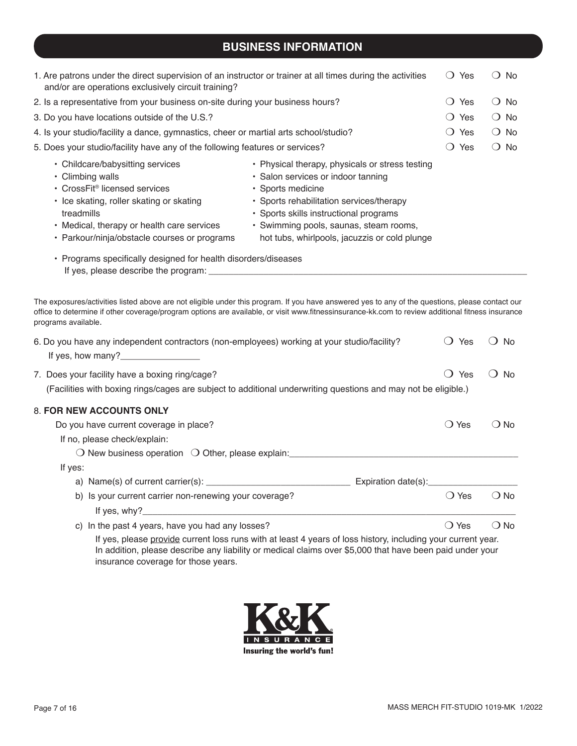## BUSINESS INFORMATION

1. Are patrons under the direct supervision of an instructor or trainer at all times during the activities and/or are operations exclusively circuit training? ❍ Yes ❍ No
2. Is a representative from your business on-site during your business hours? ❍ Yes ❍ No
3. Do you have locations outside of the U.S.? ❍ Yes ❍ No
4. Is your studio/facility a dance, gymnastics, cheer or martial arts school/studio? ❍ Yes ❍ No
5. Does your studio/facility have any of the following features or services? ❍ Yes ❍ No
   - Childcare/babysitting services
   - Climbing walls
   - CrossFit® licensed services
   - Ice skating, roller skating or skating treadmills
   - Medical, therapy or health care services
   - Parkour/ninja/obstacle courses or programs
   - Physical therapy, physicals or stress testing
   - Salon services or indoor tanning
   - Sports medicine
   - Sports rehabilitation services/therapy
   - Sports skills instructional programs
   - Swimming pools, saunas, steam rooms, hot tubs, whirlpools, jacuzzis or cold plunge
   - Programs specifically designed for health disorders/diseases
     If yes, please describe the program: ____________________

The exposures/activities listed above are not eligible under this program. If you have answered yes to any of the questions, please contact our office to determine if other coverage/program options are available, or visit www.fitnessinsurance-kk.com to review additional fitness insurance programs available.

6. Do you have any independent contractors (non-employees) working at your studio/facility? ❍ Yes ❍ No
   If yes, how many?________________
7. Does your facility have a boxing ring/cage? ❍ Yes ❍ No
   (Facilities with boxing rings/cages are subject to additional underwriting questions and may not be eligible.)
8. **FOR NEW ACCOUNTS ONLY**
   Do you have current coverage in place? ❍ Yes ❍ No
   If no, please check/explain:
   ❍ New business operation ❍ Other, please explain:____________________
   If yes:
   a) Name(s) of current carrier(s): ____________________ Expiration date(s):__________________
   b) Is your current carrier non-renewing your coverage? ❍ Yes ❍ No
      If yes, why?____________________
   c) In the past 4 years, have you had any losses? ❍ Yes ❍ No
      If yes, please provide current loss runs with at least 4 years of loss history, including your current year. In addition, please describe any liability or medical claims over $5,000 that have been paid under your insurance coverage for those years.

K&K INSURANCE
Insuring the world's fun!

MASS MERCH FIT-STUDIO 1019-MK 1/2022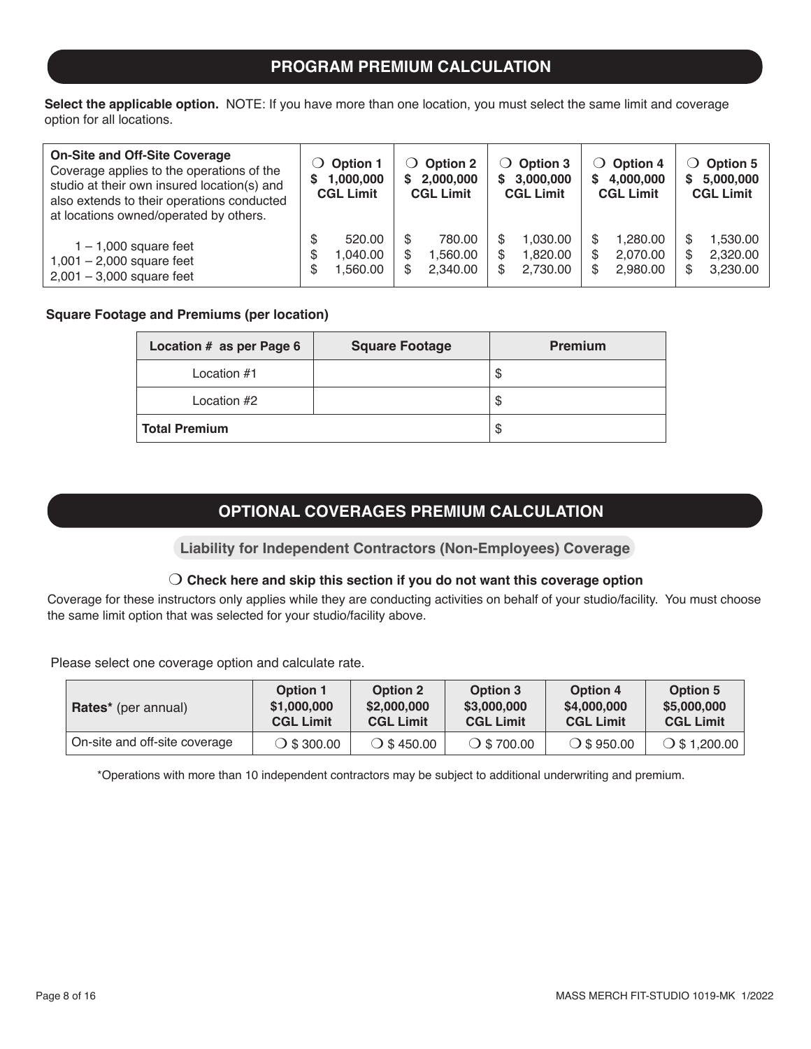## PROGRAM PREMIUM CALCULATION

**Select the applicable option.** NOTE: If you have more than one location, you must select the same limit and coverage option for all locations.

| **On-Site and Off-Site Coverage** Coverage applies to the operations of the studio at their own insured location(s) and also extends to their operations conducted at locations owned/operated by others. | ❍ **Option 1** **$ 1,000,000 CGL Limit** | ❍ **Option 2** **$ 2,000,000 CGL Limit** | ❍ **Option 3** **$ 3,000,000 CGL Limit** | ❍ **Option 4** **$ 4,000,000 CGL Limit** | ❍ **Option 5** **$ 5,000,000 CGL Limit** |
|---|---|---|---|---|---|
| 1 – 1,000 square feet | $ 520.00 | $ 780.00 | $ 1,030.00 | $ 1,280.00 | $ 1,530.00 |
| 1,001 – 2,000 square feet | $ 1,040.00 | $ 1,560.00 | $ 1,820.00 | $ 2,070.00 | $ 2,320.00 |
| 2,001 – 3,000 square feet | $ 1,560.00 | $ 2,340.00 | $ 2,730.00 | $ 2,980.00 | $ 3,230.00 |

**Square Footage and Premiums (per location)**

| Location # as per Page 6 | Square Footage | Premium |
|---|---|---|
| Location #1 | | $ |
| Location #2 | | $ |
| **Total Premium** | | $ |

## OPTIONAL COVERAGES PREMIUM CALCULATION

### Liability for Independent Contractors (Non-Employees) Coverage

❍ **Check here and skip this section if you do not want this coverage option**

Coverage for these instructors only applies while they are conducting activities on behalf of your studio/facility. You must choose the same limit option that was selected for your studio/facility above.

Please select one coverage option and calculate rate.

| **Rates*** (per annual) | **Option 1** **$1,000,000 CGL Limit** | **Option 2** **$2,000,000 CGL Limit** | **Option 3** **$3,000,000 CGL Limit** | **Option 4** **$4,000,000 CGL Limit** | **Option 5** **$5,000,000 CGL Limit** |
|---|---|---|---|---|---|
| On-site and off-site coverage | ❍ $ 300.00 | ❍ $ 450.00 | ❍ $ 700.00 | ❍ $ 950.00 | ❍ $ 1,200.00 |

*Operations with more than 10 independent contractors may be subject to additional underwriting and premium.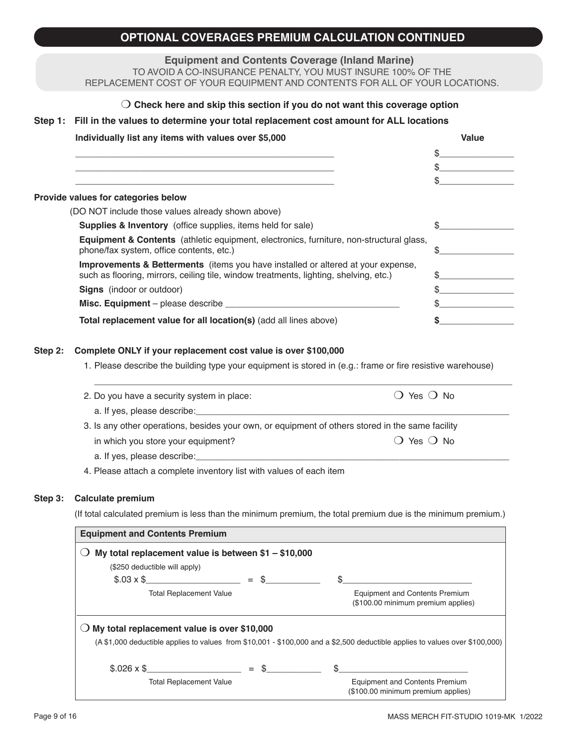## OPTIONAL COVERAGES PREMIUM CALCULATION CONTINUED

### Equipment and Contents Coverage (Inland Marine)

TO AVOID A CO-INSURANCE PENALTY, YOU MUST INSURE 100% OF THE REPLACEMENT COST OF YOUR EQUIPMENT AND CONTENTS FOR ALL OF YOUR LOCATIONS.

❍ **Check here and skip this section if you do not want this coverage option**

**Step 1: Fill in the values to determine your total replacement cost amount for ALL locations**

| **Individually list any items with values over $5,000** | **Value** |
|---|---|
| ____________________________________________ | $______________ |
| ____________________________________________ | $______________ |
| ____________________________________________ | $______________ |

**Provide values for categories below**

(DO NOT include those values already shown above)

| | |
|---|---|
| **Supplies & Inventory** (office supplies, items held for sale) | $______________ |
| **Equipment & Contents** (athletic equipment, electronics, furniture, non-structural glass, phone/fax system, office contents, etc.) | $______________ |
| **Improvements & Betterments** (items you have installed or altered at your expense, such as flooring, mirrors, ceiling tile, window treatments, lighting, shelving, etc.) | $______________ |
| **Signs** (indoor or outdoor) | $______________ |
| **Misc. Equipment** – please describe ______________________________ | $______________ |
| **Total replacement value for all location(s)** (add all lines above) | **$**______________ |

**Step 2: Complete ONLY if your replacement cost value is over $100,000**

1. Please describe the building type your equipment is stored in (e.g.: frame or fire resistive warehouse)

   ________________________________________________________________________

2. Do you have a security system in place: ❍ Yes ❍ No

   a. If yes, please describe:______________________________________________

3. Is any other operations, besides your own, or equipment of others stored in the same facility in which you store your equipment? ❍ Yes ❍ No

   a. If yes, please describe:______________________________________________

4. Please attach a complete inventory list with values of each item

**Step 3: Calculate premium**

(If total calculated premium is less than the minimum premium, the total premium due is the minimum premium.)

| **Equipment and Contents Premium** |
|---|
| ❍ **My total replacement value is between $1 – $10,000**<br>($250 deductible will apply)<br>$.03 x $________________ = $__________ $______________________<br>Total Replacement Value — Equipment and Contents Premium ($100.00 minimum premium applies) |
| ❍ **My total replacement value is over $10,000**<br>(A $1,000 deductible applies to values from $10,001 - $100,000 and a $2,500 deductible applies to values over $100,000)<br>$.026 x $________________ = $__________ $______________________<br>Total Replacement Value — Equipment and Contents Premium ($100.00 minimum premium applies) |

MASS MERCH FIT-STUDIO 1019-MK 1/2022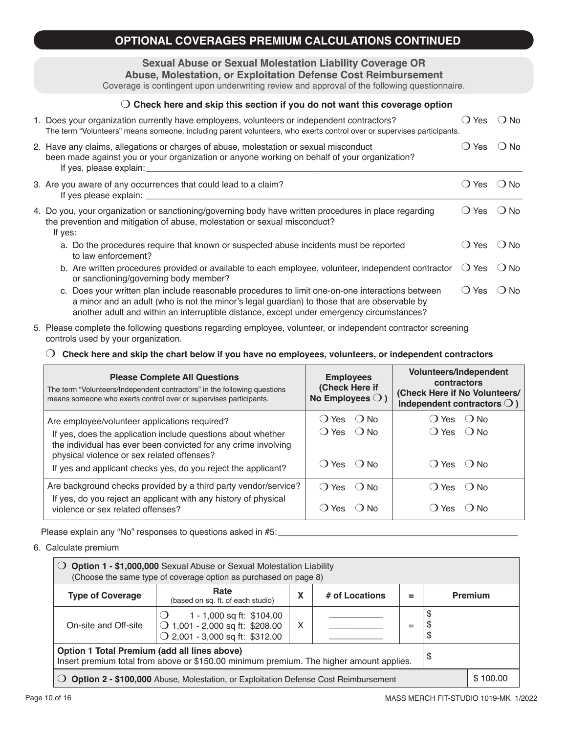## OPTIONAL COVERAGES PREMIUM CALCULATIONS CONTINUED

### Sexual Abuse or Sexual Molestation Liability Coverage OR Abuse, Molestation, or Exploitation Defense Cost Reimbursement

Coverage is contingent upon underwriting review and approval of the following questionnaire.

❍ **Check here and skip this section if you do not want this coverage option**

1. Does your organization currently have employees, volunteers or independent contractors? ❍ Yes ❍ No
   The term "Volunteers" means someone, including parent volunteers, who exerts control over or supervises participants.
2. Have any claims, allegations or charges of abuse, molestation or sexual misconduct been made against you or your organization or anyone working on behalf of your organization? ❍ Yes ❍ No
   If yes, please explain: ____________________
3. Are you aware of any occurrences that could lead to a claim? ❍ Yes ❍ No
   If yes please explain: ____________________
4. Do you, your organization or sanctioning/governing body have written procedures in place regarding the prevention and mitigation of abuse, molestation or sexual misconduct? ❍ Yes ❍ No
   If yes:
   a. Do the procedures require that known or suspected abuse incidents must be reported to law enforcement? ❍ Yes ❍ No
   b. Are written procedures provided or available to each employee, volunteer, independent contractor or sanctioning/governing body member? ❍ Yes ❍ No
   c. Does your written plan include reasonable procedures to limit one-on-one interactions between a minor and an adult (who is not the minor's legal guardian) to those that are observable by another adult and within an interruptible distance, except under emergency circumstances? ❍ Yes ❍ No
5. Please complete the following questions regarding employee, volunteer, or independent contractor screening controls used by your organization.

   ❍ **Check here and skip the chart below if you have no employees, volunteers, or independent contractors**

| **Please Complete All Questions**<br>The term "Volunteers/Independent contractors" in the following questions means someone who exerts control over or supervises participants. | **Employees (Check Here if No Employees ❍ )** | **Volunteers/Independent contractors (Check Here if No Volunteers/ Independent contractors ❍ )** |
|---|---|---|
| Are employee/volunteer applications required? | ❍ Yes ❍ No | ❍ Yes ❍ No |
| If yes, does the application include questions about whether the individual has ever been convicted for any crime involving physical violence or sex related offenses? | ❍ Yes ❍ No | ❍ Yes ❍ No |
| If yes and applicant checks yes, do you reject the applicant? | ❍ Yes ❍ No | ❍ Yes ❍ No |
| Are background checks provided by a third party vendor/service? | ❍ Yes ❍ No | ❍ Yes ❍ No |
| If yes, do you reject an applicant with any history of physical violence or sex related offenses? | ❍ Yes ❍ No | ❍ Yes ❍ No |

   Please explain any "No" responses to questions asked in #5: ____________________

6. Calculate premium

| ❍ **Option 1 - $1,000,000** Sexual Abuse or Sexual Molestation Liability (Choose the same type of coverage option as purchased on page 8) | | | | | |
|---|---|---|---|---|---|
| **Type of Coverage** | **Rate** (based on sq. ft. of each studio) | **X** | **# of Locations** | **=** | **Premium** |
| On-site and Off-site | ❍ 1 - 1,000 sq ft: $104.00<br>❍ 1,001 - 2,000 sq ft: $208.00<br>❍ 2,001 - 3,000 sq ft: $312.00 | X | ________<br>________<br>________ | = | $<br>$<br>$ |
| **Option 1 Total Premium (add all lines above)** Insert premium total from above or $150.00 minimum premium. The higher amount applies. | | | | | $ |
| ❍ **Option 2 - $100,000** Abuse, Molestation, or Exploitation Defense Cost Reimbursement | | | | | $ 100.00 |

MASS MERCH FIT-STUDIO 1019-MK 1/2022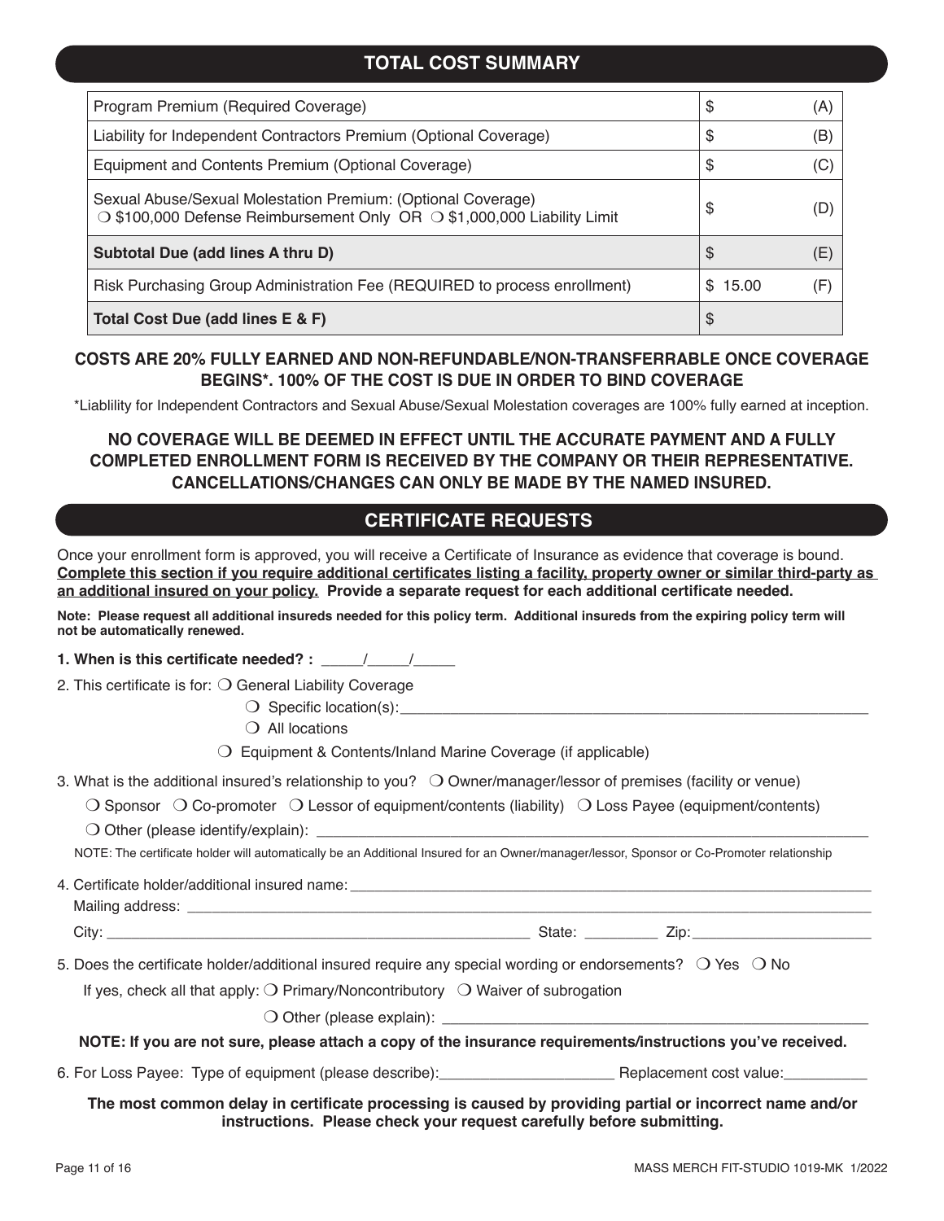## TOTAL COST SUMMARY

| Item | Amount | Line |
|---|---|---|
| Program Premium (Required Coverage) | $ | (A) |
| Liability for Independent Contractors Premium (Optional Coverage) | $ | (B) |
| Equipment and Contents Premium (Optional Coverage) | $ | (C) |
| Sexual Abuse/Sexual Molestation Premium: (Optional Coverage)<br>❍ $100,000 Defense Reimbursement Only OR ❍ $1,000,000 Liability Limit | $ | (D) |
| **Subtotal Due (add lines A thru D)** | $ | (E) |
| Risk Purchasing Group Administration Fee (REQUIRED to process enrollment) | $ 15.00 | (F) |
| **Total Cost Due (add lines E & F)** | $ | |

**COSTS ARE 20% FULLY EARNED AND NON-REFUNDABLE/NON-TRANSFERRABLE ONCE COVERAGE BEGINS*. 100% OF THE COST IS DUE IN ORDER TO BIND COVERAGE**

*Liablility for Independent Contractors and Sexual Abuse/Sexual Molestation coverages are 100% fully earned at inception.

**NO COVERAGE WILL BE DEEMED IN EFFECT UNTIL THE ACCURATE PAYMENT AND A FULLY COMPLETED ENROLLMENT FORM IS RECEIVED BY THE COMPANY OR THEIR REPRESENTATIVE. CANCELLATIONS/CHANGES CAN ONLY BE MADE BY THE NAMED INSURED.**

## CERTIFICATE REQUESTS

Once your enrollment form is approved, you will receive a Certificate of Insurance as evidence that coverage is bound. **Complete this section if you require additional certificates listing a facility, property owner or similar third-party as an additional insured on your policy. Provide a separate request for each additional certificate needed.**

**Note: Please request all additional insureds needed for this policy term. Additional insureds from the expiring policy term will not be automatically renewed.**

**1. When is this certificate needed? :** _____/_____/_____

2. This certificate is for: ❍ General Liability Coverage

❍ Specific location(s):________________________________________

❍ All locations

❍ Equipment & Contents/Inland Marine Coverage (if applicable)

3. What is the additional insured's relationship to you? ❍ Owner/manager/lessor of premises (facility or venue)

❍ Sponsor ❍ Co-promoter ❍ Lessor of equipment/contents (liability) ❍ Loss Payee (equipment/contents)

❍ Other (please identify/explain): ________________________________________

NOTE: The certificate holder will automatically be an Additional Insured for an Owner/manager/lessor, Sponsor or Co-Promoter relationship

4. Certificate holder/additional insured name: ________________________________________

Mailing address: ________________________________________

City: ______________________________ State: _________ Zip: ____________________

5. Does the certificate holder/additional insured require any special wording or endorsements? ❍ Yes ❍ No

If yes, check all that apply: ❍ Primary/Noncontributory ❍ Waiver of subrogation

❍ Other (please explain): ________________________________________

**NOTE: If you are not sure, please attach a copy of the insurance requirements/instructions you've received.**

6. For Loss Payee: Type of equipment (please describe):____________________ Replacement cost value:__________

**The most common delay in certificate processing is caused by providing partial or incorrect name and/or instructions. Please check your request carefully before submitting.**

MASS MERCH FIT-STUDIO 1019-MK 1/2022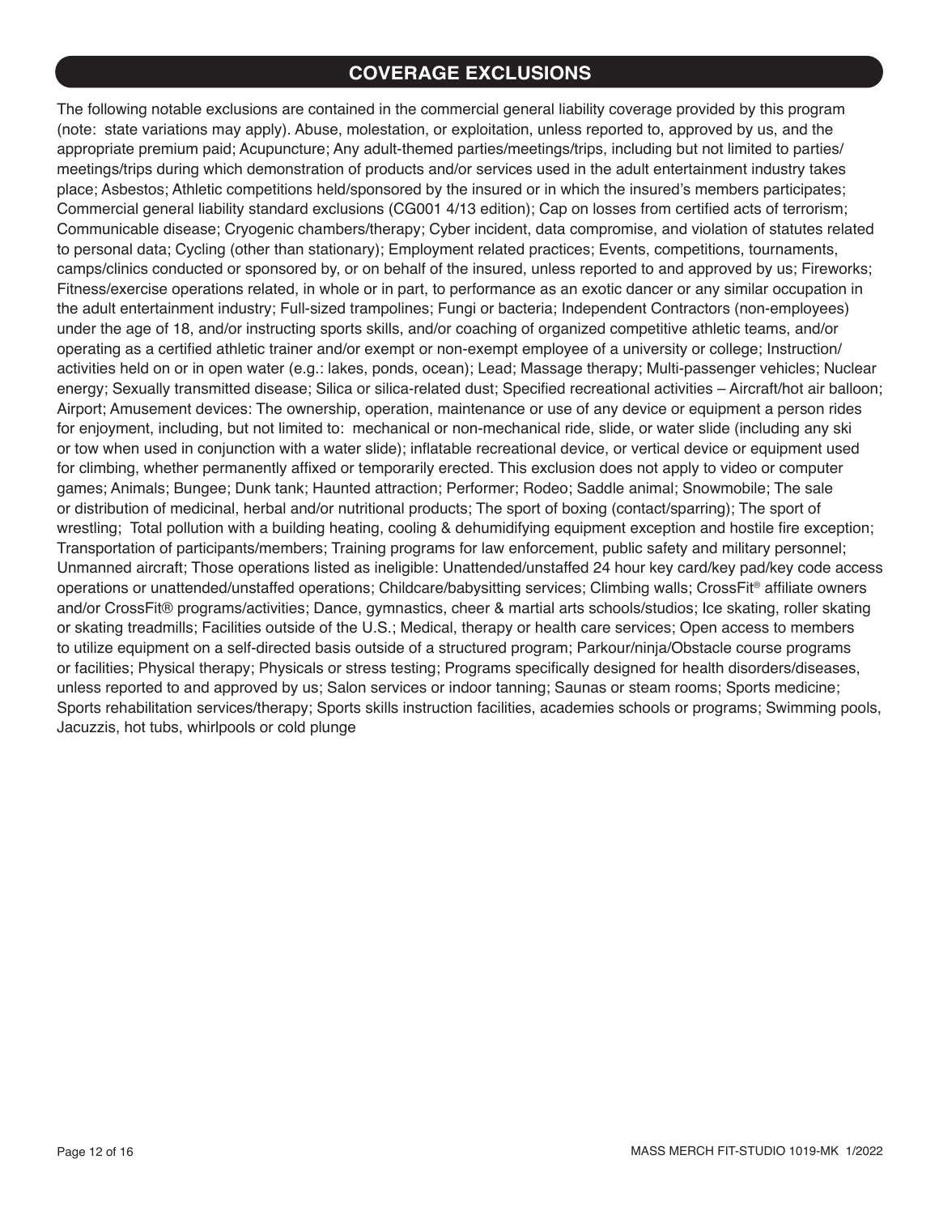## COVERAGE EXCLUSIONS

The following notable exclusions are contained in the commercial general liability coverage provided by this program (note: state variations may apply). Abuse, molestation, or exploitation, unless reported to, approved by us, and the appropriate premium paid; Acupuncture; Any adult-themed parties/meetings/trips, including but not limited to parties/meetings/trips during which demonstration of products and/or services used in the adult entertainment industry takes place; Asbestos; Athletic competitions held/sponsored by the insured or in which the insured's members participates; Commercial general liability standard exclusions (CG001 4/13 edition); Cap on losses from certified acts of terrorism; Communicable disease; Cryogenic chambers/therapy; Cyber incident, data compromise, and violation of statutes related to personal data; Cycling (other than stationary); Employment related practices; Events, competitions, tournaments, camps/clinics conducted or sponsored by, or on behalf of the insured, unless reported to and approved by us; Fireworks; Fitness/exercise operations related, in whole or in part, to performance as an exotic dancer or any similar occupation in the adult entertainment industry; Full-sized trampolines; Fungi or bacteria; Independent Contractors (non-employees) under the age of 18, and/or instructing sports skills, and/or coaching of organized competitive athletic teams, and/or operating as a certified athletic trainer and/or exempt or non-exempt employee of a university or college; Instruction/activities held on or in open water (e.g.: lakes, ponds, ocean); Lead; Massage therapy; Multi-passenger vehicles; Nuclear energy; Sexually transmitted disease; Silica or silica-related dust; Specified recreational activities – Aircraft/hot air balloon; Airport; Amusement devices: The ownership, operation, maintenance or use of any device or equipment a person rides for enjoyment, including, but not limited to: mechanical or non-mechanical ride, slide, or water slide (including any ski or tow when used in conjunction with a water slide); inflatable recreational device, or vertical device or equipment used for climbing, whether permanently affixed or temporarily erected. This exclusion does not apply to video or computer games; Animals; Bungee; Dunk tank; Haunted attraction; Performer; Rodeo; Saddle animal; Snowmobile; The sale or distribution of medicinal, herbal and/or nutritional products; The sport of boxing (contact/sparring); The sport of wrestling; Total pollution with a building heating, cooling & dehumidifying equipment exception and hostile fire exception; Transportation of participants/members; Training programs for law enforcement, public safety and military personnel; Unmanned aircraft; Those operations listed as ineligible: Unattended/unstaffed 24 hour key card/key pad/key code access operations or unattended/unstaffed operations; Childcare/babysitting services; Climbing walls; CrossFit® affiliate owners and/or CrossFit® programs/activities; Dance, gymnastics, cheer & martial arts schools/studios; Ice skating, roller skating or skating treadmills; Facilities outside of the U.S.; Medical, therapy or health care services; Open access to members to utilize equipment on a self-directed basis outside of a structured program; Parkour/ninja/Obstacle course programs or facilities; Physical therapy; Physicals or stress testing; Programs specifically designed for health disorders/diseases, unless reported to and approved by us; Salon services or indoor tanning; Saunas or steam rooms; Sports medicine; Sports rehabilitation services/therapy; Sports skills instruction facilities, academies schools or programs; Swimming pools, Jacuzzis, hot tubs, whirlpools or cold plunge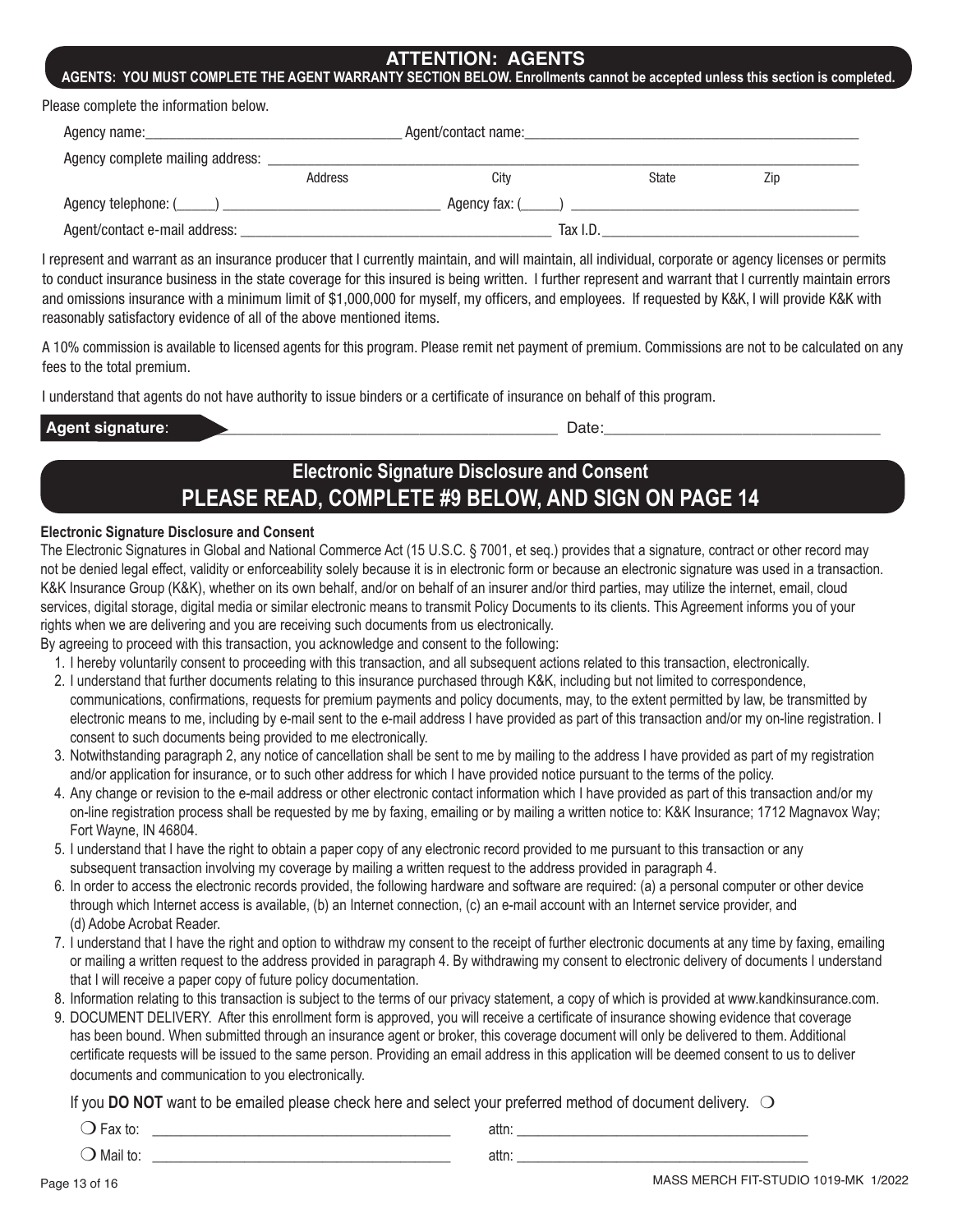## ATTENTION: AGENTS

**AGENTS: YOU MUST COMPLETE THE AGENT WARRANTY SECTION BELOW. Enrollments cannot be accepted unless this section is completed.**

Please complete the information below.

Agency name:_________________________ Agent/contact name:_________________________

Agency complete mailing address: ___________________________________________
Address City State Zip

Agency telephone: (_____) _______________________ Agency fax: (_____) _______________________

Agent/contact e-mail address: _______________________ Tax I.D._______________________

I represent and warrant as an insurance producer that I currently maintain, and will maintain, all individual, corporate or agency licenses or permits to conduct insurance business in the state coverage for this insured is being written. I further represent and warrant that I currently maintain errors and omissions insurance with a minimum limit of $1,000,000 for myself, my officers, and employees. If requested by K&K, I will provide K&K with reasonably satisfactory evidence of all of the above mentioned items.

A 10% commission is available to licensed agents for this program. Please remit net payment of premium. Commissions are not to be calculated on any fees to the total premium.

I understand that agents do not have authority to issue binders or a certificate of insurance on behalf of this program.

**Agent signature**: _______________________________ Date:_______________________

## Electronic Signature Disclosure and Consent

## PLEASE READ, COMPLETE #9 BELOW, AND SIGN ON PAGE 14

**Electronic Signature Disclosure and Consent**

The Electronic Signatures in Global and National Commerce Act (15 U.S.C. § 7001, et seq.) provides that a signature, contract or other record may not be denied legal effect, validity or enforceability solely because it is in electronic form or because an electronic signature was used in a transaction. K&K Insurance Group (K&K), whether on its own behalf, and/or on behalf of an insurer and/or third parties, may utilize the internet, email, cloud services, digital storage, digital media or similar electronic means to transmit Policy Documents to its clients. This Agreement informs you of your rights when we are delivering and you are receiving such documents from us electronically.

By agreeing to proceed with this transaction, you acknowledge and consent to the following:

1. I hereby voluntarily consent to proceeding with this transaction, and all subsequent actions related to this transaction, electronically.
2. I understand that further documents relating to this insurance purchased through K&K, including but not limited to correspondence, communications, confirmations, requests for premium payments and policy documents, may, to the extent permitted by law, be transmitted by electronic means to me, including by e-mail sent to the e-mail address I have provided as part of this transaction and/or my on-line registration. I consent to such documents being provided to me electronically.
3. Notwithstanding paragraph 2, any notice of cancellation shall be sent to me by mailing to the address I have provided as part of my registration and/or application for insurance, or to such other address for which I have provided notice pursuant to the terms of the policy.
4. Any change or revision to the e-mail address or other electronic contact information which I have provided as part of this transaction and/or my on-line registration process shall be requested by me by faxing, emailing or by mailing a written notice to: K&K Insurance; 1712 Magnavox Way; Fort Wayne, IN 46804.
5. I understand that I have the right to obtain a paper copy of any electronic record provided to me pursuant to this transaction or any subsequent transaction involving my coverage by mailing a written request to the address provided in paragraph 4.
6. In order to access the electronic records provided, the following hardware and software are required: (a) a personal computer or other device through which Internet access is available, (b) an Internet connection, (c) an e-mail account with an Internet service provider, and (d) Adobe Acrobat Reader.
7. I understand that I have the right and option to withdraw my consent to the receipt of further electronic documents at any time by faxing, emailing or mailing a written request to the address provided in paragraph 4. By withdrawing my consent to electronic delivery of documents I understand that I will receive a paper copy of future policy documentation.
8. Information relating to this transaction is subject to the terms of our privacy statement, a copy of which is provided at www.kandkinsurance.com.
9. DOCUMENT DELIVERY. After this enrollment form is approved, you will receive a certificate of insurance showing evidence that coverage has been bound. When submitted through an insurance agent or broker, this coverage document will only be delivered to them. Additional certificate requests will be issued to the same person. Providing an email address in this application will be deemed consent to us to deliver documents and communication to you electronically.

If you **DO NOT** want to be emailed please check here and select your preferred method of document delivery. ❍

❍ Fax to: _______________________ attn: _______________________

❍ Mail to: _______________________ attn: _______________________

MASS MERCH FIT-STUDIO 1019-MK 1/2022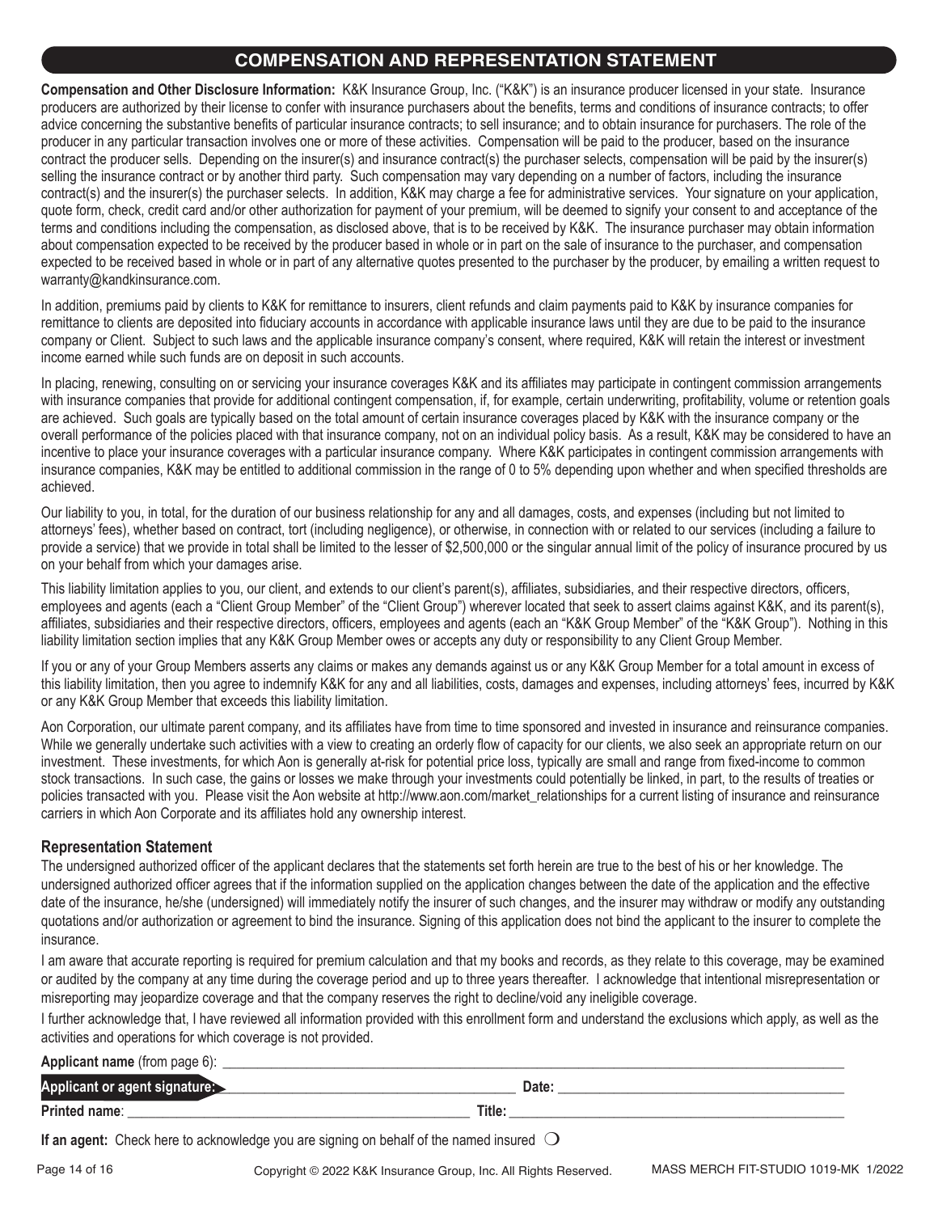## COMPENSATION AND REPRESENTATION STATEMENT

**Compensation and Other Disclosure Information:** K&K Insurance Group, Inc. ("K&K") is an insurance producer licensed in your state. Insurance producers are authorized by their license to confer with insurance purchasers about the benefits, terms and conditions of insurance contracts; to offer advice concerning the substantive benefits of particular insurance contracts; to sell insurance; and to obtain insurance for purchasers. The role of the producer in any particular transaction involves one or more of these activities. Compensation will be paid to the producer, based on the insurance contract the producer sells. Depending on the insurer(s) and insurance contract(s) the purchaser selects, compensation will be paid by the insurer(s) selling the insurance contract or by another third party. Such compensation may vary depending on a number of factors, including the insurance contract(s) and the insurer(s) the purchaser selects. In addition, K&K may charge a fee for administrative services. Your signature on your application, quote form, check, credit card and/or other authorization for payment of your premium, will be deemed to signify your consent to and acceptance of the terms and conditions including the compensation, as disclosed above, that is to be received by K&K. The insurance purchaser may obtain information about compensation expected to be received by the producer based in whole or in part on the sale of insurance to the purchaser, and compensation expected to be received based in whole or in part of any alternative quotes presented to the purchaser by the producer, by emailing a written request to warranty@kandkinsurance.com.

In addition, premiums paid by clients to K&K for remittance to insurers, client refunds and claim payments paid to K&K by insurance companies for remittance to clients are deposited into fiduciary accounts in accordance with applicable insurance laws until they are due to be paid to the insurance company or Client. Subject to such laws and the applicable insurance company's consent, where required, K&K will retain the interest or investment income earned while such funds are on deposit in such accounts.

In placing, renewing, consulting on or servicing your insurance coverages K&K and its affiliates may participate in contingent commission arrangements with insurance companies that provide for additional contingent compensation, if, for example, certain underwriting, profitability, volume or retention goals are achieved. Such goals are typically based on the total amount of certain insurance coverages placed by K&K with the insurance company or the overall performance of the policies placed with that insurance company, not on an individual policy basis. As a result, K&K may be considered to have an incentive to place your insurance coverages with a particular insurance company. Where K&K participates in contingent commission arrangements with insurance companies, K&K may be entitled to additional commission in the range of 0 to 5% depending upon whether and when specified thresholds are achieved.

Our liability to you, in total, for the duration of our business relationship for any and all damages, costs, and expenses (including but not limited to attorneys' fees), whether based on contract, tort (including negligence), or otherwise, in connection with or related to our services (including a failure to provide a service) that we provide in total shall be limited to the lesser of $2,500,000 or the singular annual limit of the policy of insurance procured by us on your behalf from which your damages arise.

This liability limitation applies to you, our client, and extends to our client's parent(s), affiliates, subsidiaries, and their respective directors, officers, employees and agents (each a "Client Group Member" of the "Client Group") wherever located that seek to assert claims against K&K, and its parent(s), affiliates, subsidiaries and their respective directors, officers, employees and agents (each an "K&K Group Member" of the "K&K Group"). Nothing in this liability limitation section implies that any K&K Group Member owes or accepts any duty or responsibility to any Client Group Member.

If you or any of your Group Members asserts any claims or makes any demands against us or any K&K Group Member for a total amount in excess of this liability limitation, then you agree to indemnify K&K for any and all liabilities, costs, damages and expenses, including attorneys' fees, incurred by K&K or any K&K Group Member that exceeds this liability limitation.

Aon Corporation, our ultimate parent company, and its affiliates have from time to time sponsored and invested in insurance and reinsurance companies. While we generally undertake such activities with a view to creating an orderly flow of capacity for our clients, we also seek an appropriate return on our investment. These investments, for which Aon is generally at-risk for potential price loss, typically are small and range from fixed-income to common stock transactions. In such case, the gains or losses we make through your investments could potentially be linked, in part, to the results of treaties or policies transacted with you. Please visit the Aon website at http://www.aon.com/market_relationships for a current listing of insurance and reinsurance carriers in which Aon Corporate and its affiliates hold any ownership interest.

### Representation Statement

The undersigned authorized officer of the applicant declares that the statements set forth herein are true to the best of his or her knowledge. The undersigned authorized officer agrees that if the information supplied on the application changes between the date of the application and the effective date of the insurance, he/she (undersigned) will immediately notify the insurer of such changes, and the insurer may withdraw or modify any outstanding quotations and/or authorization or agreement to bind the insurance. Signing of this application does not bind the applicant to the insurer to complete the insurance.

I am aware that accurate reporting is required for premium calculation and that my books and records, as they relate to this coverage, may be examined or audited by the company at any time during the coverage period and up to three years thereafter. I acknowledge that intentional misrepresentation or misreporting may jeopardize coverage and that the company reserves the right to decline/void any ineligible coverage.

I further acknowledge that, I have reviewed all information provided with this enrollment form and understand the exclusions which apply, as well as the activities and operations for which coverage is not provided.

**Applicant name** (from page 6): ______________________________

**Applicant or agent signature:** ______________________________ **Date:** ______________________________

**Printed name**: ______________________________ **Title:** ______________________________

**If an agent:** Check here to acknowledge you are signing on behalf of the named insured ❍

Copyright © 2022 K&K Insurance Group, Inc. All Rights Reserved. MASS MERCH FIT-STUDIO 1019-MK 1/2022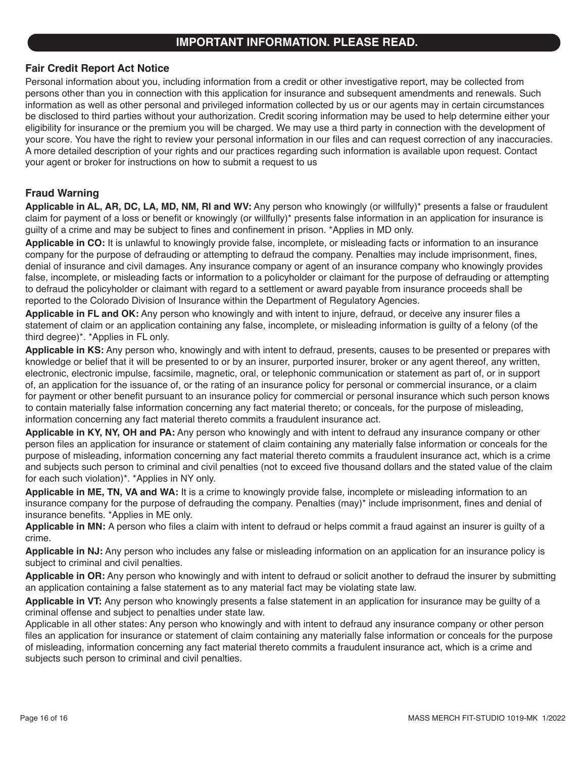## IMPORTANT INFORMATION. PLEASE READ.

### Fair Credit Report Act Notice

Personal information about you, including information from a credit or other investigative report, may be collected from persons other than you in connection with this application for insurance and subsequent amendments and renewals. Such information as well as other personal and privileged information collected by us or our agents may in certain circumstances be disclosed to third parties without your authorization. Credit scoring information may be used to help determine either your eligibility for insurance or the premium you will be charged. We may use a third party in connection with the development of your score. You have the right to review your personal information in our files and can request correction of any inaccuracies. A more detailed description of your rights and our practices regarding such information is available upon request. Contact your agent or broker for instructions on how to submit a request to us

### Fraud Warning

**Applicable in AL, AR, DC, LA, MD, NM, RI and WV:** Any person who knowingly (or willfully)* presents a false or fraudulent claim for payment of a loss or benefit or knowingly (or willfully)* presents false information in an application for insurance is guilty of a crime and may be subject to fines and confinement in prison. *Applies in MD only.

**Applicable in CO:** It is unlawful to knowingly provide false, incomplete, or misleading facts or information to an insurance company for the purpose of defrauding or attempting to defraud the company. Penalties may include imprisonment, fines, denial of insurance and civil damages. Any insurance company or agent of an insurance company who knowingly provides false, incomplete, or misleading facts or information to a policyholder or claimant for the purpose of defrauding or attempting to defraud the policyholder or claimant with regard to a settlement or award payable from insurance proceeds shall be reported to the Colorado Division of Insurance within the Department of Regulatory Agencies.

**Applicable in FL and OK:** Any person who knowingly and with intent to injure, defraud, or deceive any insurer files a statement of claim or an application containing any false, incomplete, or misleading information is guilty of a felony (of the third degree)*. *Applies in FL only.

**Applicable in KS:** Any person who, knowingly and with intent to defraud, presents, causes to be presented or prepares with knowledge or belief that it will be presented to or by an insurer, purported insurer, broker or any agent thereof, any written, electronic, electronic impulse, facsimile, magnetic, oral, or telephonic communication or statement as part of, or in support of, an application for the issuance of, or the rating of an insurance policy for personal or commercial insurance, or a claim for payment or other benefit pursuant to an insurance policy for commercial or personal insurance which such person knows to contain materially false information concerning any fact material thereto; or conceals, for the purpose of misleading, information concerning any fact material thereto commits a fraudulent insurance act.

**Applicable in KY, NY, OH and PA:** Any person who knowingly and with intent to defraud any insurance company or other person files an application for insurance or statement of claim containing any materially false information or conceals for the purpose of misleading, information concerning any fact material thereto commits a fraudulent insurance act, which is a crime and subjects such person to criminal and civil penalties (not to exceed five thousand dollars and the stated value of the claim for each such violation)*. *Applies in NY only.

**Applicable in ME, TN, VA and WA:** It is a crime to knowingly provide false, incomplete or misleading information to an insurance company for the purpose of defrauding the company. Penalties (may)* include imprisonment, fines and denial of insurance benefits. *Applies in ME only.

**Applicable in MN:** A person who files a claim with intent to defraud or helps commit a fraud against an insurer is guilty of a crime.

**Applicable in NJ:** Any person who includes any false or misleading information on an application for an insurance policy is subject to criminal and civil penalties.

**Applicable in OR:** Any person who knowingly and with intent to defraud or solicit another to defraud the insurer by submitting an application containing a false statement as to any material fact may be violating state law.

**Applicable in VT:** Any person who knowingly presents a false statement in an application for insurance may be guilty of a criminal offense and subject to penalties under state law.

Applicable in all other states: Any person who knowingly and with intent to defraud any insurance company or other person files an application for insurance or statement of claim containing any materially false information or conceals for the purpose of misleading, information concerning any fact material thereto commits a fraudulent insurance act, which is a crime and subjects such person to criminal and civil penalties.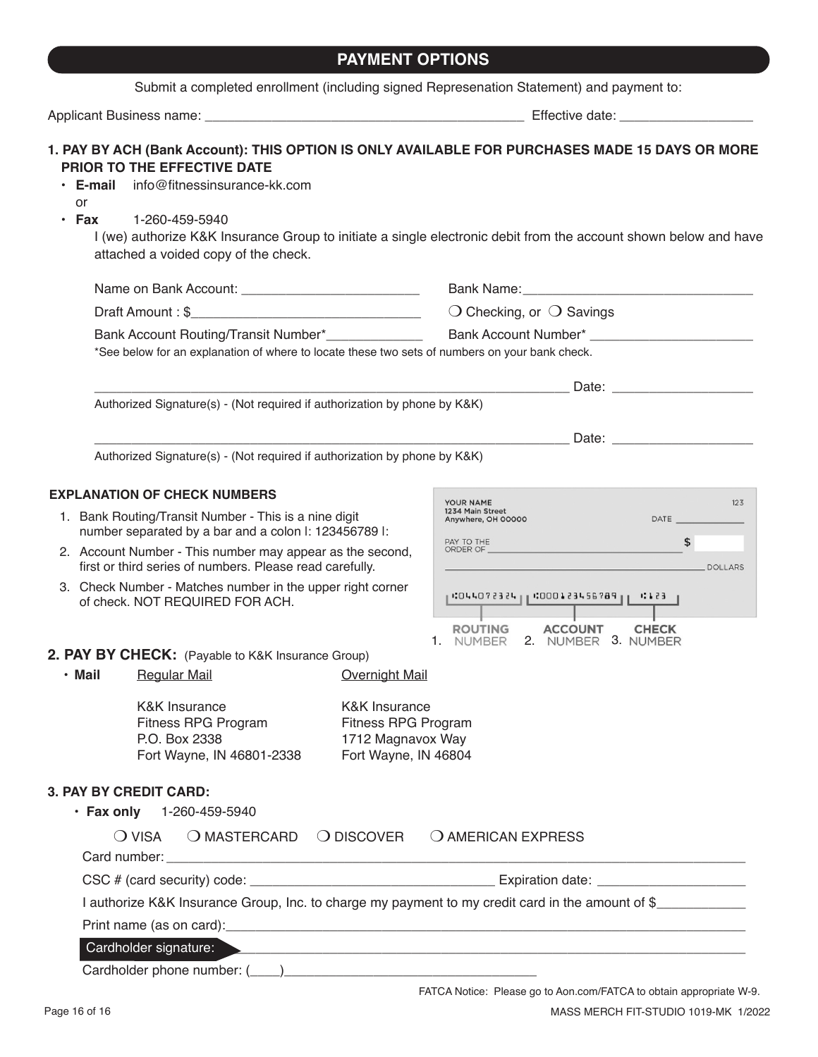## PAYMENT OPTIONS

Submit a completed enrollment (including signed Represenation Statement) and payment to:

Applicant Business name: ___________________________________________ Effective date: _________________

### 1. PAY BY ACH (Bank Account): THIS OPTION IS ONLY AVAILABLE FOR PURCHASES MADE 15 DAYS OR MORE PRIOR TO THE EFFECTIVE DATE

- **E-mail** info@fitnessinsurance-kk.com
  or
- **Fax** 1-260-459-5940

  I (we) authorize K&K Insurance Group to initiate a single electronic debit from the account shown below and have attached a voided copy of the check.

Name on Bank Account: ________________________ Bank Name:_______________________________

Draft Amount : $_______________________________ ❍ Checking, or ❍ Savings

Bank Account Routing/Transit Number*_____________ Bank Account Number* ______________________

*See below for an explanation of where to locate these two sets of numbers on your bank check.

_________________________________________________________________ Date: ___________________

Authorized Signature(s) - (Not required if authorization by phone by K&K)

_________________________________________________________________ Date: ___________________

Authorized Signature(s) - (Not required if authorization by phone by K&K)

**EXPLANATION OF CHECK NUMBERS**

1. Bank Routing/Transit Number - This is a nine digit number separated by a bar and a colon I: 123456789 I:
2. Account Number - This number may appear as the second, first or third series of numbers. Please read carefully.
3. Check Number - Matches number in the upper right corner of check. NOT REQUIRED FOR ACH.

YOUR NAME
1234 Main Street
Anywhere, OH 00000
123
DATE
PAY TO THE ORDER OF
$
DOLLARS
1. ROUTING NUMBER 2. ACCOUNT NUMBER 3. CHECK NUMBER

### 2. PAY BY CHECK: (Payable to K&K Insurance Group)

- **Mail**

| Regular Mail | Overnight Mail |
|---|---|
| K&K Insurance<br>Fitness RPG Program<br>P.O. Box 2338<br>Fort Wayne, IN 46801-2338 | K&K Insurance<br>Fitness RPG Program<br>1712 Magnavox Way<br>Fort Wayne, IN 46804 |

### 3. PAY BY CREDIT CARD:

- **Fax only** 1-260-459-5940

❍ VISA ❍ MASTERCARD ❍ DISCOVER ❍ AMERICAN EXPRESS

Card number: ___________________________________________________________________________

CSC # (card security) code: ________________________________ Expiration date: ___________________

I authorize K&K Insurance Group, Inc. to charge my payment to my credit card in the amount of $___________

Print name (as on card):__________________________________________________________________

Cardholder signature: _____________________________________________________________________

Cardholder phone number: (____)__________________________________

FATCA Notice: Please go to Aon.com/FATCA to obtain appropriate W-9.

MASS MERCH FIT-STUDIO 1019-MK 1/2022